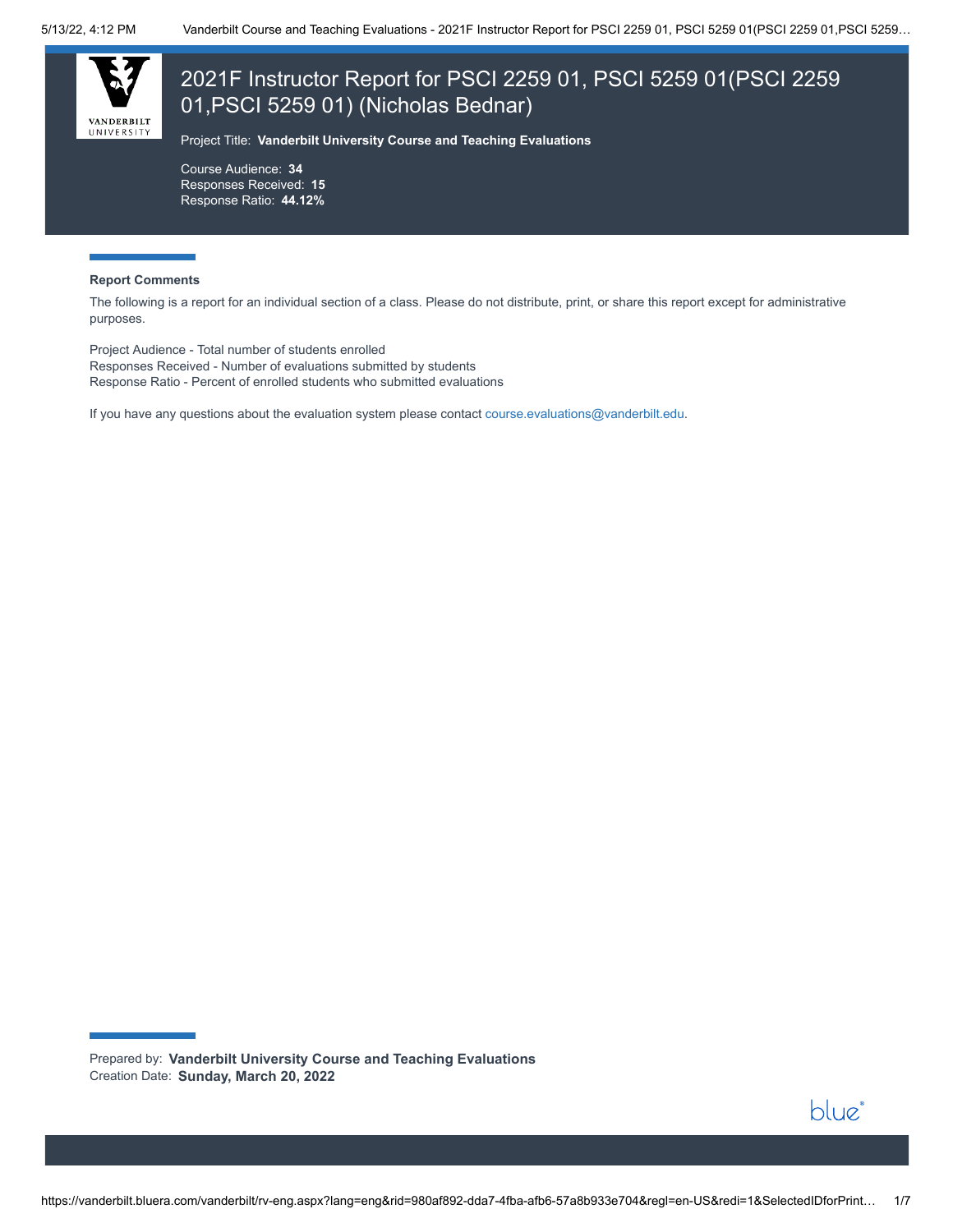# 2021F Instructor Report for PSCI 2259 01, PSCI 5259 01(PSCI 2259 01,PSCI 5259 01) (Nicholas Bednar)

Project Title: **Vanderbilt University Course and Teaching Evaluations**

Course Audience: **34**
Responses Received: **15**
Response Ratio: **44.12%**

**Report Comments**

The following is a report for an individual section of a class. Please do not distribute, print, or share this report except for administrative purposes.

Project Audience - Total number of students enrolled
Responses Received - Number of evaluations submitted by students
Response Ratio - Percent of enrolled students who submitted evaluations

If you have any questions about the evaluation system please contact course.evaluations@vanderbilt.edu.

Prepared by: **Vanderbilt University Course and Teaching Evaluations**
Creation Date: **Sunday, March 20, 2022**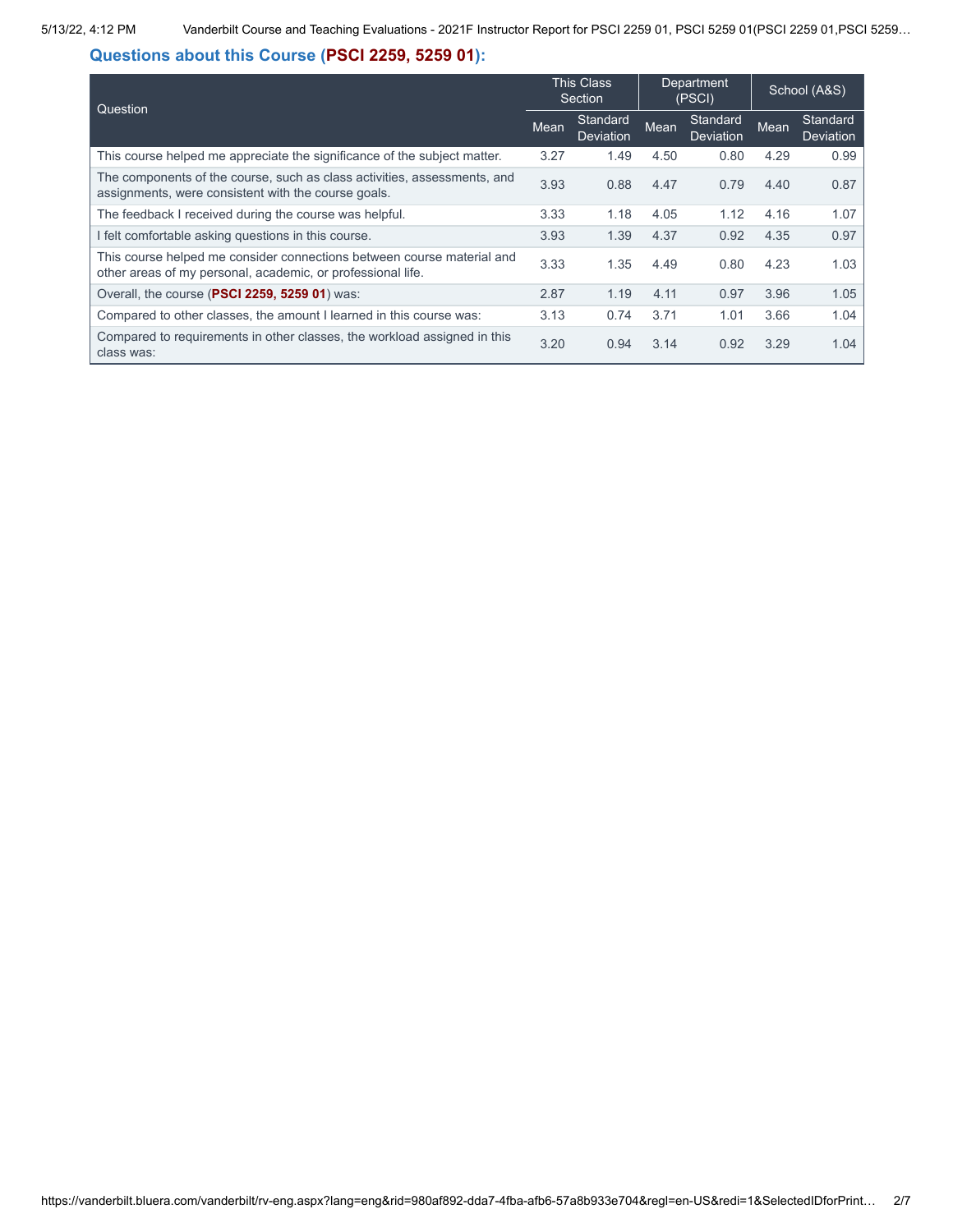### Questions about this Course (**PSCI 2259, 5259 01**):

| Question | This Class Section | | Department (PSCI) | | School (A&S) | |
|---|---|---|---|---|---|---|
| | Mean | Standard Deviation | Mean | Standard Deviation | Mean | Standard Deviation |
| This course helped me appreciate the significance of the subject matter. | 3.27 | 1.49 | 4.50 | 0.80 | 4.29 | 0.99 |
| The components of the course, such as class activities, assessments, and assignments, were consistent with the course goals. | 3.93 | 0.88 | 4.47 | 0.79 | 4.40 | 0.87 |
| The feedback I received during the course was helpful. | 3.33 | 1.18 | 4.05 | 1.12 | 4.16 | 1.07 |
| I felt comfortable asking questions in this course. | 3.93 | 1.39 | 4.37 | 0.92 | 4.35 | 0.97 |
| This course helped me consider connections between course material and other areas of my personal, academic, or professional life. | 3.33 | 1.35 | 4.49 | 0.80 | 4.23 | 1.03 |
| Overall, the course (**PSCI 2259, 5259 01**) was: | 2.87 | 1.19 | 4.11 | 0.97 | 3.96 | 1.05 |
| Compared to other classes, the amount I learned in this course was: | 3.13 | 0.74 | 3.71 | 1.01 | 3.66 | 1.04 |
| Compared to requirements in other classes, the workload assigned in this class was: | 3.20 | 0.94 | 3.14 | 0.92 | 3.29 | 1.04 |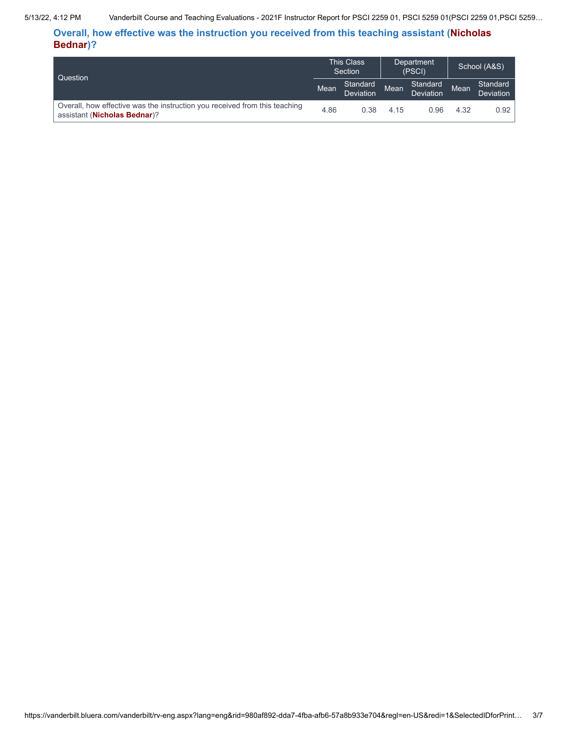## Overall, how effective was the instruction you received from this teaching assistant (**Nicholas Bednar**)?

| Question | This Class Section | | Department (PSCI) | | School (A&S) | |
|---|---|---|---|---|---|---|
| | Mean | Standard Deviation | Mean | Standard Deviation | Mean | Standard Deviation |
| Overall, how effective was the instruction you received from this teaching assistant (**Nicholas Bednar**)? | 4.86 | 0.38 | 4.15 | 0.96 | 4.32 | 0.92 |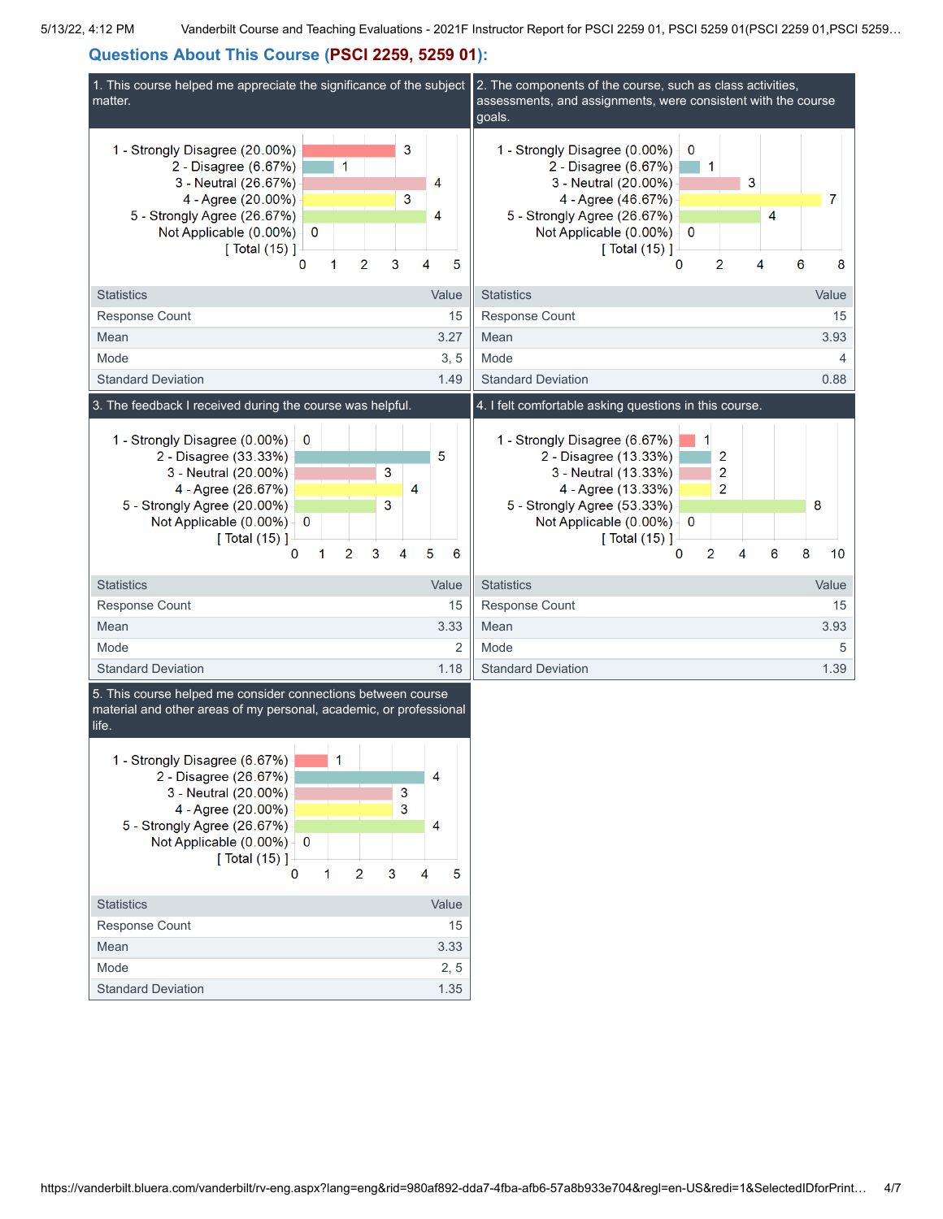## Questions About This Course (PSCI 2259, 5259 01):

### 1. This course helped me appreciate the significance of the subject matter.

| Response | Count |
|---|---|
| 1 - Strongly Disagree (20.00%) | 3 |
| 2 - Disagree (6.67%) | 1 |
| 3 - Neutral (26.67%) | 4 |
| 4 - Agree (20.00%) | 3 |
| 5 - Strongly Agree (26.67%) | 4 |
| Not Applicable (0.00%) | 0 |
| [ Total (15) ] | |

| Statistics | Value |
|---|---|
| Response Count | 15 |
| Mean | 3.27 |
| Mode | 3, 5 |
| Standard Deviation | 1.49 |

### 2. The components of the course, such as class activities, assessments, and assignments, were consistent with the course goals.

| Response | Count |
|---|---|
| 1 - Strongly Disagree (0.00%) | 0 |
| 2 - Disagree (6.67%) | 1 |
| 3 - Neutral (20.00%) | 3 |
| 4 - Agree (46.67%) | 7 |
| 5 - Strongly Agree (26.67%) | 4 |
| Not Applicable (0.00%) | 0 |
| [ Total (15) ] | |

| Statistics | Value |
|---|---|
| Response Count | 15 |
| Mean | 3.93 |
| Mode | 4 |
| Standard Deviation | 0.88 |

### 3. The feedback I received during the course was helpful.

| Response | Count |
|---|---|
| 1 - Strongly Disagree (0.00%) | 0 |
| 2 - Disagree (33.33%) | 5 |
| 3 - Neutral (20.00%) | 3 |
| 4 - Agree (26.67%) | 4 |
| 5 - Strongly Agree (20.00%) | 3 |
| Not Applicable (0.00%) | 0 |
| [ Total (15) ] | |

| Statistics | Value |
|---|---|
| Response Count | 15 |
| Mean | 3.33 |
| Mode | 2 |
| Standard Deviation | 1.18 |

### 4. I felt comfortable asking questions in this course.

| Response | Count |
|---|---|
| 1 - Strongly Disagree (6.67%) | 1 |
| 2 - Disagree (13.33%) | 2 |
| 3 - Neutral (13.33%) | 2 |
| 4 - Agree (13.33%) | 2 |
| 5 - Strongly Agree (53.33%) | 8 |
| Not Applicable (0.00%) | 0 |
| [ Total (15) ] | |

| Statistics | Value |
|---|---|
| Response Count | 15 |
| Mean | 3.93 |
| Mode | 5 |
| Standard Deviation | 1.39 |

### 5. This course helped me consider connections between course material and other areas of my personal, academic, or professional life.

| Response | Count |
|---|---|
| 1 - Strongly Disagree (6.67%) | 1 |
| 2 - Disagree (26.67%) | 4 |
| 3 - Neutral (20.00%) | 3 |
| 4 - Agree (20.00%) | 3 |
| 5 - Strongly Agree (26.67%) | 4 |
| Not Applicable (0.00%) | 0 |
| [ Total (15) ] | |

| Statistics | Value |
|---|---|
| Response Count | 15 |
| Mean | 3.33 |
| Mode | 2, 5 |
| Standard Deviation | 1.35 |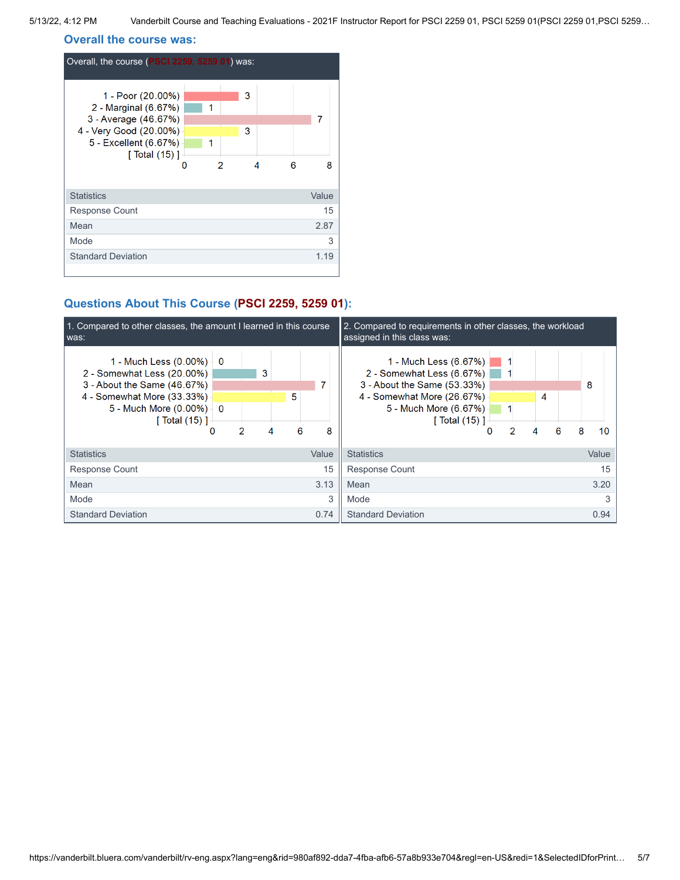## Overall the course was:

**Overall, the course (PSCI 2259, 5259 01) was:**

| Response | Count |
|---|---|
| 1 - Poor (20.00%) | 3 |
| 2 - Marginal (6.67%) | 1 |
| 3 - Average (46.67%) | 7 |
| 4 - Very Good (20.00%) | 3 |
| 5 - Excellent (6.67%) | 1 |
| [ Total (15) ] | |

| Statistics | Value |
|---|---|
| Response Count | 15 |
| Mean | 2.87 |
| Mode | 3 |
| Standard Deviation | 1.19 |

## Questions About This Course (PSCI 2259, 5259 01):

**1. Compared to other classes, the amount I learned in this course was:**

| Response | Count |
|---|---|
| 1 - Much Less (0.00%) | 0 |
| 2 - Somewhat Less (20.00%) | 3 |
| 3 - About the Same (46.67%) | 7 |
| 4 - Somewhat More (33.33%) | 5 |
| 5 - Much More (0.00%) | 0 |
| [ Total (15) ] | |

| Statistics | Value |
|---|---|
| Response Count | 15 |
| Mean | 3.13 |
| Mode | 3 |
| Standard Deviation | 0.74 |

**2. Compared to requirements in other classes, the workload assigned in this class was:**

| Response | Count |
|---|---|
| 1 - Much Less (6.67%) | 1 |
| 2 - Somewhat Less (6.67%) | 1 |
| 3 - About the Same (53.33%) | 8 |
| 4 - Somewhat More (26.67%) | 4 |
| 5 - Much More (6.67%) | 1 |
| [ Total (15) ] | |

| Statistics | Value |
|---|---|
| Response Count | 15 |
| Mean | 3.20 |
| Mode | 3 |
| Standard Deviation | 0.94 |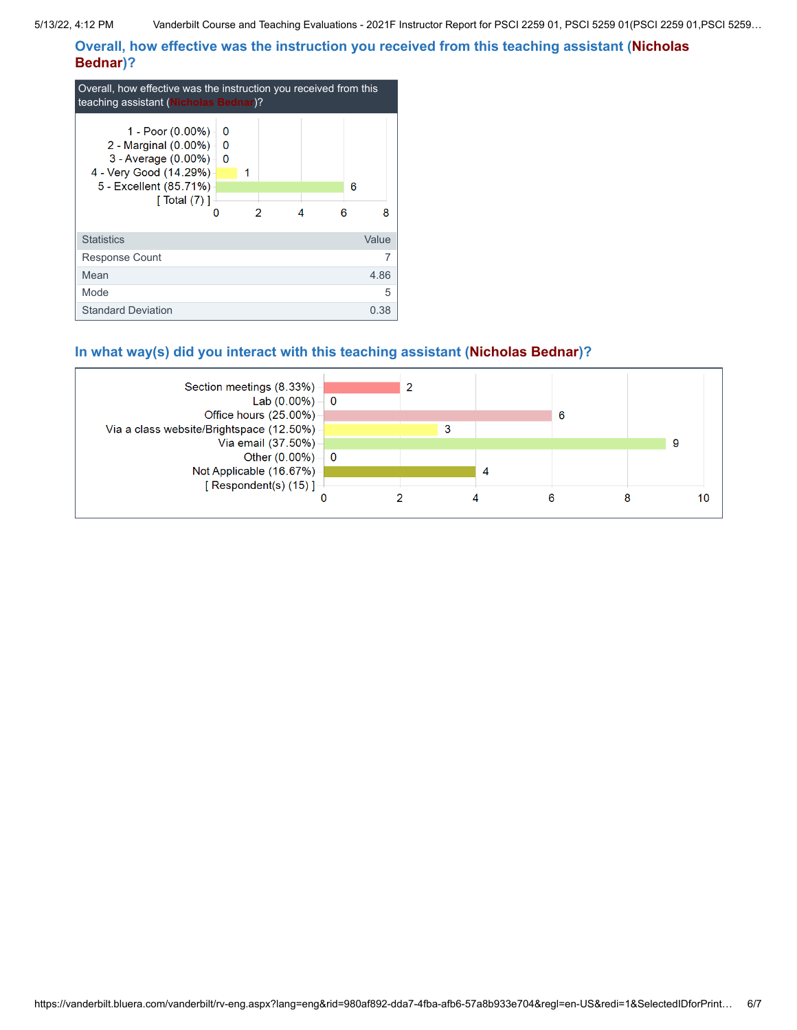### Overall, how effective was the instruction you received from this teaching assistant (Nicholas Bednar)?

| Overall, how effective was the instruction you received from this teaching assistant (Nicholas Bednar)? | Count |
|---|---|
| 1 - Poor (0.00%) | 0 |
| 2 - Marginal (0.00%) | 0 |
| 3 - Average (0.00%) | 0 |
| 4 - Very Good (14.29%) | 1 |
| 5 - Excellent (85.71%) | 6 |
| [ Total (7) ] | |

| Statistics | Value |
|---|---|
| Response Count | 7 |
| Mean | 4.86 |
| Mode | 5 |
| Standard Deviation | 0.38 |

### In what way(s) did you interact with this teaching assistant (Nicholas Bednar)?

| Response | Count |
|---|---|
| Section meetings (8.33%) | 2 |
| Lab (0.00%) | 0 |
| Office hours (25.00%) | 6 |
| Via a class website/Brightspace (12.50%) | 3 |
| Via email (37.50%) | 9 |
| Other (0.00%) | 0 |
| Not Applicable (16.67%) | 4 |
| [ Respondent(s) (15) ] | |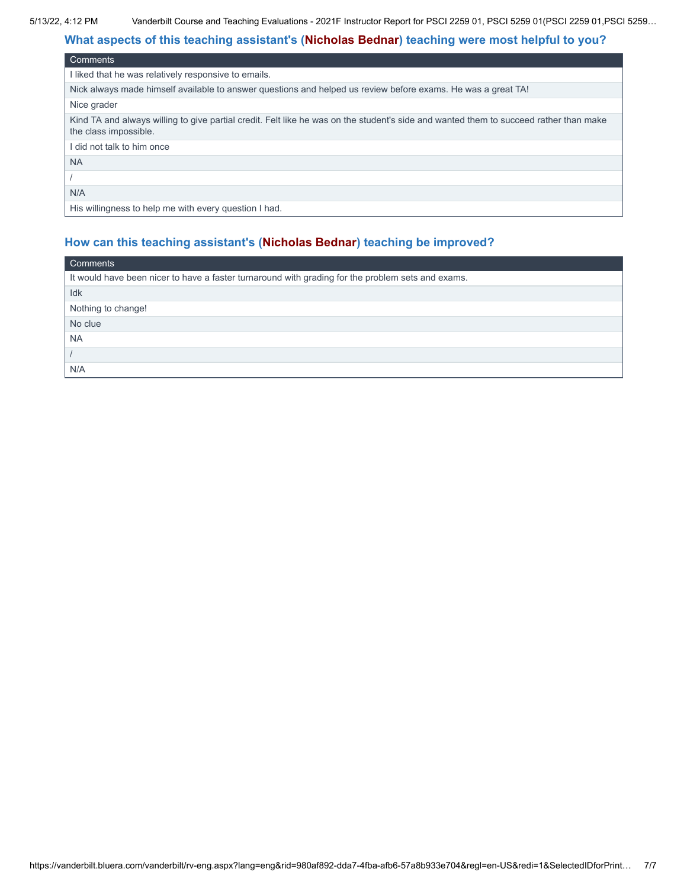### What aspects of this teaching assistant's (Nicholas Bednar) teaching were most helpful to you?

| Comments |
|---|
| I liked that he was relatively responsive to emails. |
| Nick always made himself available to answer questions and helped us review before exams. He was a great TA! |
| Nice grader |
| Kind TA and always willing to give partial credit. Felt like he was on the student's side and wanted them to succeed rather than make the class impossible. |
| I did not talk to him once |
| NA |
| / |
| N/A |
| His willingness to help me with every question I had. |

### How can this teaching assistant's (Nicholas Bednar) teaching be improved?

| Comments |
|---|
| It would have been nicer to have a faster turnaround with grading for the problem sets and exams. |
| Idk |
| Nothing to change! |
| No clue |
| NA |
| / |
| N/A |